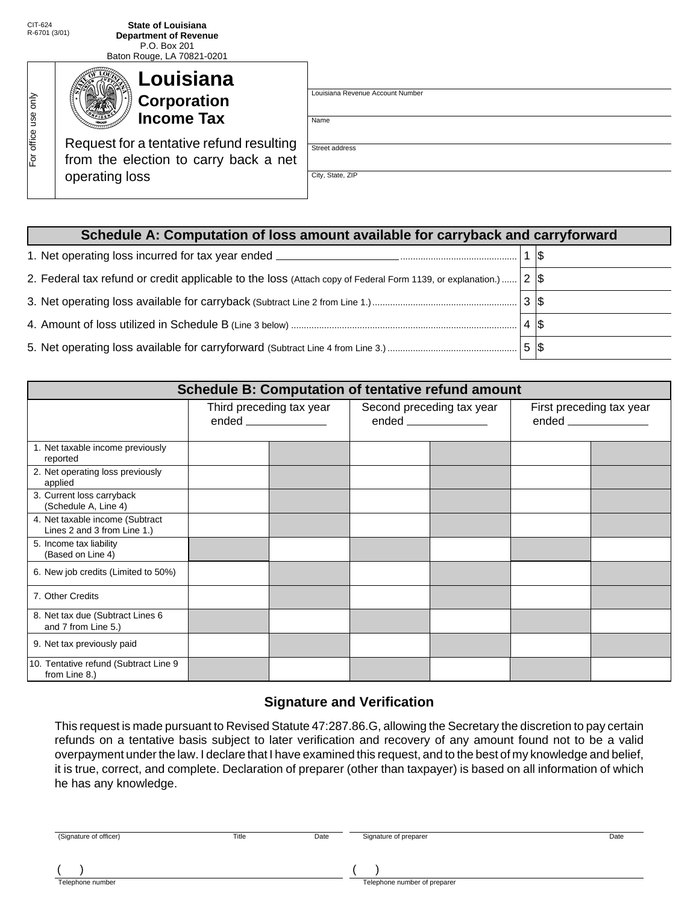CIT-624
R-6701 (3/01)

**State of Louisiana**
**Department of Revenue**
P.O. Box 201
Baton Rouge, LA 70821-0201

For office use only

# Louisiana Corporation Income Tax

Request for a tentative refund resulting from the election to carry back a net operating loss

Louisiana Revenue Account Number

Name

Street address

City, State, ZIP

## Schedule A: Computation of loss amount available for carryback and carryforward

| | | |
|---|---|---|
| 1. Net operating loss incurred for tax year ended ______________ | 1 | $ |
| 2. Federal tax refund or credit applicable to the loss (Attach copy of Federal Form 1139, or explanation.) | 2 | $ |
| 3. Net operating loss available for carryback (Subtract Line 2 from Line 1.) | 3 | $ |
| 4. Amount of loss utilized in Schedule B (Line 3 below) | 4 | $ |
| 5. Net operating loss available for carryforward (Subtract Line 4 from Line 3.) | 5 | $ |

## Schedule B: Computation of tentative refund amount

| | Third preceding tax year ended ________ | | Second preceding tax year ended ________ | | First preceding tax year ended ________ | |
|---|---|---|---|---|---|---|
| 1. Net taxable income previously reported | | | | | | |
| 2. Net operating loss previously applied | | | | | | |
| 3. Current loss carryback (Schedule A, Line 4) | | | | | | |
| 4. Net taxable income (Subtract Lines 2 and 3 from Line 1.) | | | | | | |
| 5. Income tax liability (Based on Line 4) | | | | | | |
| 6. New job credits (Limited to 50%) | | | | | | |
| 7. Other Credits | | | | | | |
| 8. Net tax due (Subtract Lines 6 and 7 from Line 5.) | | | | | | |
| 9. Net tax previously paid | | | | | | |
| 10. Tentative refund (Subtract Line 9 from Line 8.) | | | | | | |

## Signature and Verification

This request is made pursuant to Revised Statute 47:287.86.G, allowing the Secretary the discretion to pay certain refunds on a tentative basis subject to later verification and recovery of any amount found not to be a valid overpayment under the law. I declare that I have examined this request, and to the best of my knowledge and belief, it is true, correct, and complete. Declaration of preparer (other than taxpayer) is based on all information of which he has any knowledge.

(Signature of officer) Title Date

Signature of preparer Date

( ) Telephone number

( ) Telephone number of preparer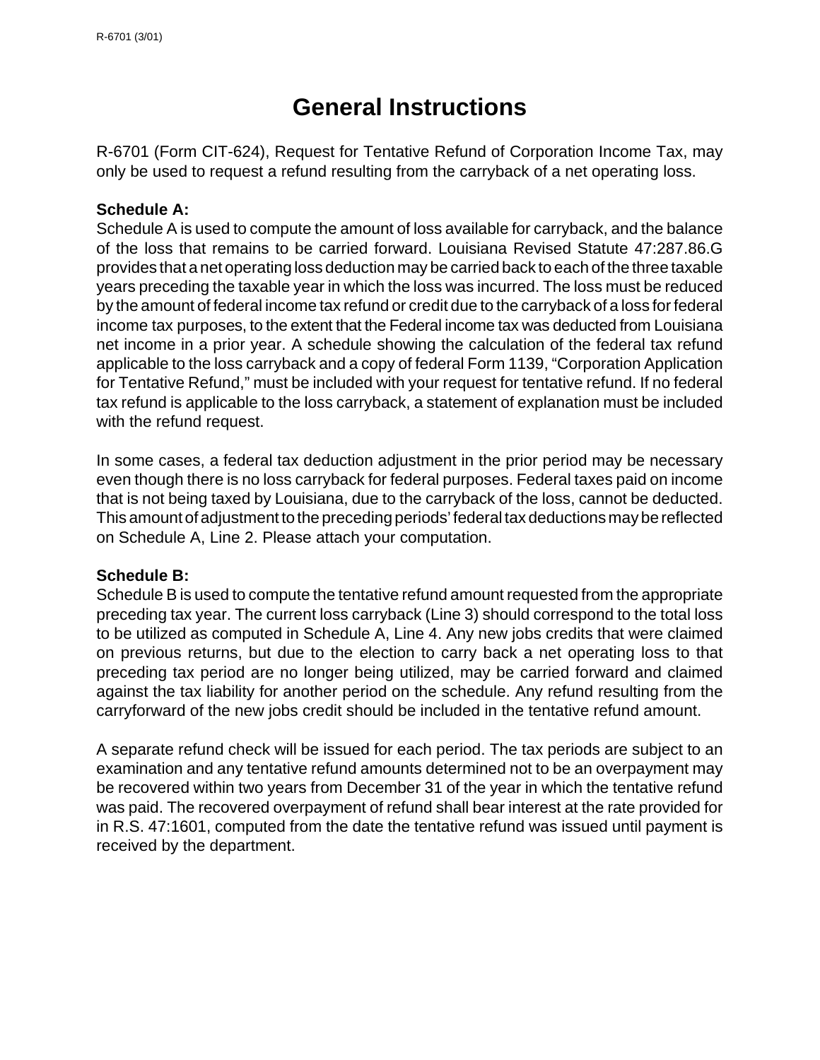# General Instructions

R-6701 (Form CIT-624), Request for Tentative Refund of Corporation Income Tax, may only be used to request a refund resulting from the carryback of a net operating loss.

**Schedule A:**
Schedule A is used to compute the amount of loss available for carryback, and the balance of the loss that remains to be carried forward. Louisiana Revised Statute 47:287.86.G provides that a net operating loss deduction may be carried back to each of the three taxable years preceding the taxable year in which the loss was incurred. The loss must be reduced by the amount of federal income tax refund or credit due to the carryback of a loss for federal income tax purposes, to the extent that the Federal income tax was deducted from Louisiana net income in a prior year. A schedule showing the calculation of the federal tax refund applicable to the loss carryback and a copy of federal Form 1139, "Corporation Application for Tentative Refund," must be included with your request for tentative refund. If no federal tax refund is applicable to the loss carryback, a statement of explanation must be included with the refund request.

In some cases, a federal tax deduction adjustment in the prior period may be necessary even though there is no loss carryback for federal purposes. Federal taxes paid on income that is not being taxed by Louisiana, due to the carryback of the loss, cannot be deducted. This amount of adjustment to the preceding periods' federal tax deductions may be reflected on Schedule A, Line 2. Please attach your computation.

**Schedule B:**
Schedule B is used to compute the tentative refund amount requested from the appropriate preceding tax year. The current loss carryback (Line 3) should correspond to the total loss to be utilized as computed in Schedule A, Line 4. Any new jobs credits that were claimed on previous returns, but due to the election to carry back a net operating loss to that preceding tax period are no longer being utilized, may be carried forward and claimed against the tax liability for another period on the schedule. Any refund resulting from the carryforward of the new jobs credit should be included in the tentative refund amount.

A separate refund check will be issued for each period. The tax periods are subject to an examination and any tentative refund amounts determined not to be an overpayment may be recovered within two years from December 31 of the year in which the tentative refund was paid. The recovered overpayment of refund shall bear interest at the rate provided for in R.S. 47:1601, computed from the date the tentative refund was issued until payment is received by the department.